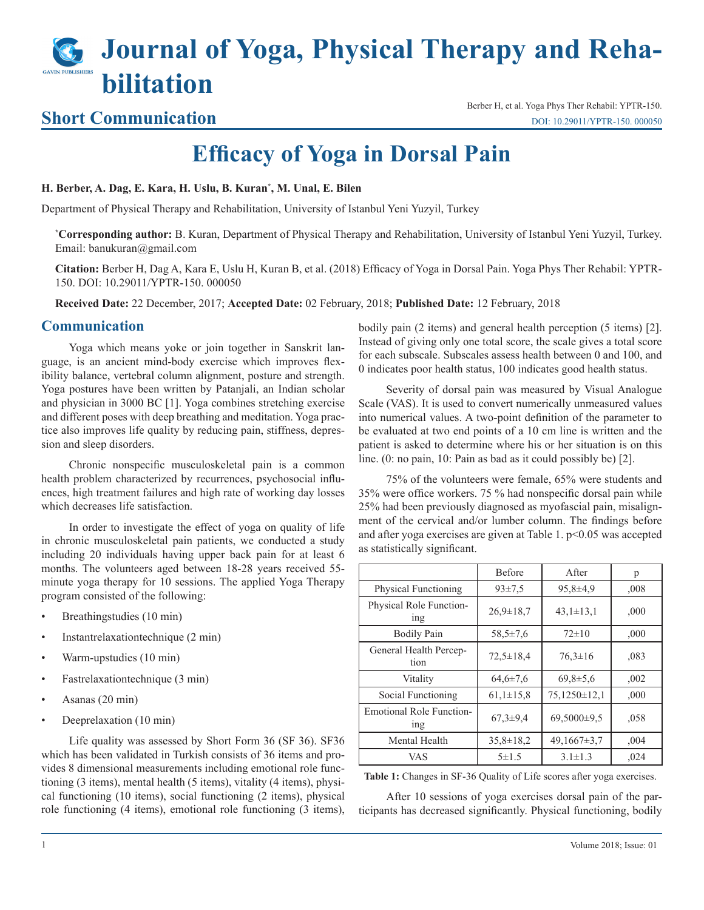# Journal of Yoga, Physical Therapy and Rehabilitation

## Short Communication

Berber H, et al. Yoga Phys Ther Rehabil: YPTR-150.
DOI: 10.29011/YPTR-150. 000050

# Efficacy of Yoga in Dorsal Pain

**H. Berber, A. Dag, E. Kara, H. Uslu, B. Kuran*, M. Unal, E. Bilen**

Department of Physical Therapy and Rehabilitation, University of Istanbul Yeni Yuzyil, Turkey

***Corresponding author:** B. Kuran, Department of Physical Therapy and Rehabilitation, University of Istanbul Yeni Yuzyil, Turkey. Email: banukuran@gmail.com

**Citation:** Berber H, Dag A, Kara E, Uslu H, Kuran B, et al. (2018) Efficacy of Yoga in Dorsal Pain. Yoga Phys Ther Rehabil: YPTR-150. DOI: 10.29011/YPTR-150. 000050

**Received Date:** 22 December, 2017; **Accepted Date:** 02 February, 2018; **Published Date:** 12 February, 2018

## Communication

Yoga which means yoke or join together in Sanskrit language, is an ancient mind-body exercise which improves flexibility balance, vertebral column alignment, posture and strength. Yoga postures have been written by Patanjali, an Indian scholar and physician in 3000 BC [1]. Yoga combines stretching exercise and different poses with deep breathing and meditation. Yoga practice also improves life quality by reducing pain, stiffness, depression and sleep disorders.

Chronic nonspecific musculoskeletal pain is a common health problem characterized by recurrences, psychosocial influences, high treatment failures and high rate of working day losses which decreases life satisfaction.

In order to investigate the effect of yoga on quality of life in chronic musculoskeletal pain patients, we conducted a study including 20 individuals having upper back pain for at least 6 months. The volunteers aged between 18-28 years received 55-minute yoga therapy for 10 sessions. The applied Yoga Therapy program consisted of the following:

- Breathingstudies (10 min)
- Instantrelaxationtechnique (2 min)
- Warm-upstudies (10 min)
- Fastrelaxationtechnique (3 min)
- Asanas (20 min)
- Deeprelaxation (10 min)

Life quality was assessed by Short Form 36 (SF 36). SF36 which has been validated in Turkish consists of 36 items and provides 8 dimensional measurements including emotional role functioning (3 items), mental health (5 items), vitality (4 items), physical functioning (10 items), social functioning (2 items), physical role functioning (4 items), emotional role functioning (3 items), bodily pain (2 items) and general health perception (5 items) [2]. Instead of giving only one total score, the scale gives a total score for each subscale. Subscales assess health between 0 and 100, and 0 indicates poor health status, 100 indicates good health status.

Severity of dorsal pain was measured by Visual Analogue Scale (VAS). It is used to convert numerically unmeasured values into numerical values. A two-point definition of the parameter to be evaluated at two end points of a 10 cm line is written and the patient is asked to determine where his or her situation is on this line. (0: no pain, 10: Pain as bad as it could possibly be) [2].

75% of the volunteers were female, 65% were students and 35% were office workers. 75 % had nonspecific dorsal pain while 25% had been previously diagnosed as myofascial pain, misalignment of the cervical and/or lumber column. The findings before and after yoga exercises are given at Table 1. p<0.05 was accepted as statistically significant.

| | Before | After | p |
|---|---|---|---|
| Physical Functioning | 93±7,5 | 95,8±4,9 | ,008 |
| Physical Role Functioning | 26,9±18,7 | 43,1±13,1 | ,000 |
| Bodily Pain | 58,5±7,6 | 72±10 | ,000 |
| General Health Perception | 72,5±18,4 | 76,3±16 | ,083 |
| Vitality | 64,6±7,6 | 69,8±5,6 | ,002 |
| Social Functioning | 61,1±15,8 | 75,1250±12,1 | ,000 |
| Emotional Role Functioning | 67,3±9,4 | 69,5000±9,5 | ,058 |
| Mental Health | 35,8±18,2 | 49,1667±3,7 | ,004 |
| VAS | 5±1.5 | 3.1±1.3 | ,024 |

**Table 1:** Changes in SF-36 Quality of Life scores after yoga exercises.

After 10 sessions of yoga exercises dorsal pain of the participants has decreased significantly. Physical functioning, bodily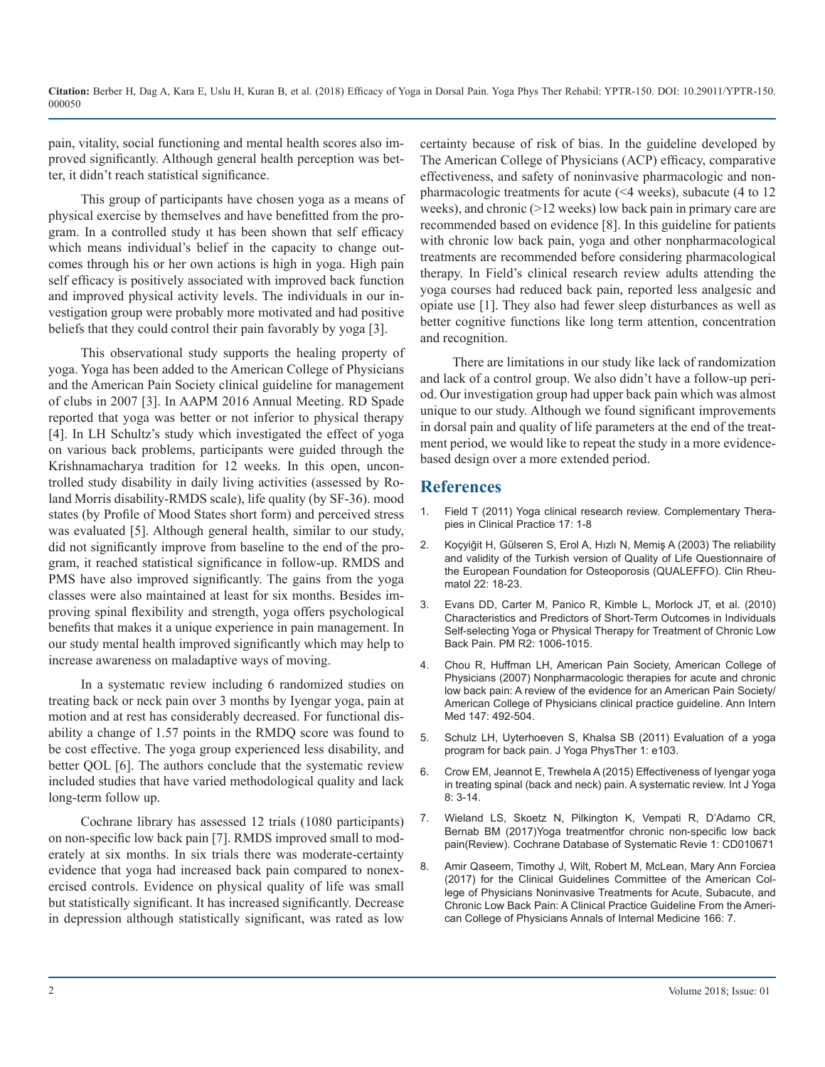pain, vitality, social functioning and mental health scores also improved significantly. Although general health perception was better, it didn't reach statistical significance.

This group of participants have chosen yoga as a means of physical exercise by themselves and have benefitted from the program. In a controlled study ıt has been shown that self efficacy which means individual's belief in the capacity to change outcomes through his or her own actions is high in yoga. High pain self efficacy is positively associated with improved back function and improved physical activity levels. The individuals in our investigation group were probably more motivated and had positive beliefs that they could control their pain favorably by yoga [3].

This observational study supports the healing property of yoga. Yoga has been added to the American College of Physicians and the American Pain Society clinical guideline for management of clubs in 2007 [3]. In AAPM 2016 Annual Meeting. RD Spade reported that yoga was better or not inferior to physical therapy [4]. In LH Schultz's study which investigated the effect of yoga on various back problems, participants were guided through the Krishnamacharya tradition for 12 weeks. In this open, uncontrolled study disability in daily living activities (assessed by Roland Morris disability-RMDS scale), life quality (by SF-36). mood states (by Profile of Mood States short form) and perceived stress was evaluated [5]. Although general health, similar to our study, did not significantly improve from baseline to the end of the program, it reached statistical significance in follow-up. RMDS and PMS have also improved significantly. The gains from the yoga classes were also maintained at least for six months. Besides improving spinal flexibility and strength, yoga offers psychological benefits that makes it a unique experience in pain management. In our study mental health improved significantly which may help to increase awareness on maladaptive ways of moving.

In a systematıc review including 6 randomized studies on treating back or neck pain over 3 months by Iyengar yoga, pain at motion and at rest has considerably decreased. For functional disability a change of 1.57 points in the RMDQ score was found to be cost effective. The yoga group experienced less disability, and better QOL [6]. The authors conclude that the systematic review included studies that have varied methodological quality and lack long-term follow up.

Cochrane library has assessed 12 trials (1080 participants) on non-specific low back pain [7]. RMDS improved small to moderately at six months. In six trials there was moderate-certainty evidence that yoga had increased back pain compared to nonexercised controls. Evidence on physical quality of life was small but statistically significant. It has increased significantly. Decrease in depression although statistically significant, was rated as low certainty because of risk of bias. In the guideline developed by The American College of Physicians (ACP) efficacy, comparative effectiveness, and safety of noninvasive pharmacologic and nonpharmacologic treatments for acute (<4 weeks), subacute (4 to 12 weeks), and chronic (>12 weeks) low back pain in primary care are recommended based on evidence [8]. In this guideline for patients with chronic low back pain, yoga and other nonpharmacological treatments are recommended before considering pharmacological therapy. In Field's clinical research review adults attending the yoga courses had reduced back pain, reported less analgesic and opiate use [1]. They also had fewer sleep disturbances as well as better cognitive functions like long term attention, concentration and recognition.

There are limitations in our study like lack of randomization and lack of a control group. We also didn't have a follow-up period. Our investigation group had upper back pain which was almost unique to our study. Although we found significant improvements in dorsal pain and quality of life parameters at the end of the treatment period, we would like to repeat the study in a more evidence-based design over a more extended period.

## References

1. Field T (2011) Yoga clinical research review. Complementary Therapies in Clinical Practice 17: 1-8
2. Koçyiğit H, Gülseren S, Erol A, Hızlı N, Memiş A (2003) The reliability and validity of the Turkish version of Quality of Life Questionnaire of the European Foundation for Osteoporosis (QUALEFFO). Clin Rheumatol 22: 18-23.
3. Evans DD, Carter M, Panico R, Kimble L, Morlock JT, et al. (2010) Characteristics and Predictors of Short-Term Outcomes in Individuals Self-selecting Yoga or Physical Therapy for Treatment of Chronic Low Back Pain. PM R2: 1006-1015.
4. Chou R, Huffman LH, American Pain Society, American College of Physicians (2007) Nonpharmacologic therapies for acute and chronic low back pain: A review of the evidence for an American Pain Society/ American College of Physicians clinical practice guideline. Ann Intern Med 147: 492-504.
5. Schulz LH, Uyterhoeven S, Khalsa SB (2011) Evaluation of a yoga program for back pain. J Yoga PhysTher 1: e103.
6. Crow EM, Jeannot E, Trewhela A (2015) Effectiveness of Iyengar yoga in treating spinal (back and neck) pain. A systematic review. Int J Yoga 8: 3-14.
7. Wieland LS, Skoetz N, Pilkington K, Vempati R, D'Adamo CR, Bernab BM (2017)Yoga treatmentfor chronic non-specific low back pain(Review). Cochrane Database of Systematic Revie 1: CD010671
8. Amir Qaseem, Timothy J, Wilt, Robert M, McLean, Mary Ann Forciea (2017) for the Clinical Guidelines Committee of the American College of Physicians Noninvasive Treatments for Acute, Subacute, and Chronic Low Back Pain: A Clinical Practice Guideline From the American College of Physicians Annals of Internal Medicine 166: 7.